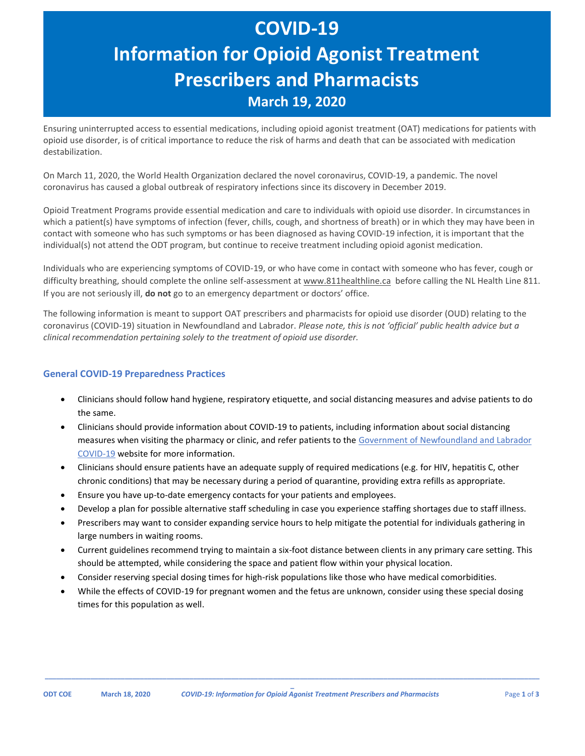# COVID-19
# Information for Opioid Agonist Treatment Prescribers and Pharmacists
## March 19, 2020

Ensuring uninterrupted access to essential medications, including opioid agonist treatment (OAT) medications for patients with opioid use disorder, is of critical importance to reduce the risk of harms and death that can be associated with medication destabilization.

On March 11, 2020, the World Health Organization declared the novel coronavirus, COVID-19, a pandemic. The novel coronavirus has caused a global outbreak of respiratory infections since its discovery in December 2019.

Opioid Treatment Programs provide essential medication and care to individuals with opioid use disorder. In circumstances in which a patient(s) have symptoms of infection (fever, chills, cough, and shortness of breath) or in which they may have been in contact with someone who has such symptoms or has been diagnosed as having COVID-19 infection, it is important that the individual(s) not attend the ODT program, but continue to receive treatment including opioid agonist medication.

Individuals who are experiencing symptoms of COVID-19, or who have come in contact with someone who has fever, cough or difficulty breathing, should complete the online self-assessment at www.811healthline.ca before calling the NL Health Line 811. If you are not seriously ill, **do not** go to an emergency department or doctors' office.

The following information is meant to support OAT prescribers and pharmacists for opioid use disorder (OUD) relating to the coronavirus (COVID-19) situation in Newfoundland and Labrador. *Please note, this is not 'official' public health advice but a clinical recommendation pertaining solely to the treatment of opioid use disorder.*

### General COVID-19 Preparedness Practices

- Clinicians should follow hand hygiene, respiratory etiquette, and social distancing measures and advise patients to do the same.
- Clinicians should provide information about COVID-19 to patients, including information about social distancing measures when visiting the pharmacy or clinic, and refer patients to the Government of Newfoundland and Labrador COVID-19 website for more information.
- Clinicians should ensure patients have an adequate supply of required medications (e.g. for HIV, hepatitis C, other chronic conditions) that may be necessary during a period of quarantine, providing extra refills as appropriate.
- Ensure you have up-to-date emergency contacts for your patients and employees.
- Develop a plan for possible alternative staff scheduling in case you experience staffing shortages due to staff illness.
- Prescribers may want to consider expanding service hours to help mitigate the potential for individuals gathering in large numbers in waiting rooms.
- Current guidelines recommend trying to maintain a six-foot distance between clients in any primary care setting. This should be attempted, while considering the space and patient flow within your physical location.
- Consider reserving special dosing times for high-risk populations like those who have medical comorbidities.
- While the effects of COVID-19 for pregnant women and the fetus are unknown, consider using these special dosing times for this population as well.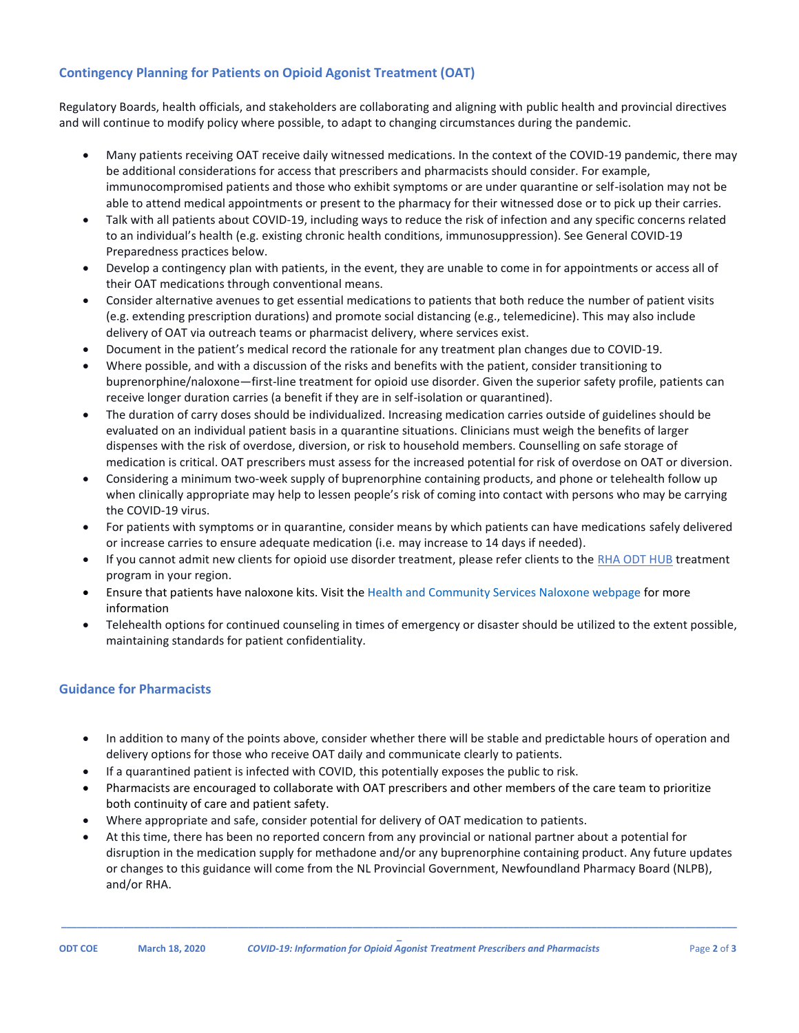## Contingency Planning for Patients on Opioid Agonist Treatment (OAT)

Regulatory Boards, health officials, and stakeholders are collaborating and aligning with public health and provincial directives and will continue to modify policy where possible, to adapt to changing circumstances during the pandemic.

- Many patients receiving OAT receive daily witnessed medications. In the context of the COVID-19 pandemic, there may be additional considerations for access that prescribers and pharmacists should consider. For example, immunocompromised patients and those who exhibit symptoms or are under quarantine or self-isolation may not be able to attend medical appointments or present to the pharmacy for their witnessed dose or to pick up their carries.
- Talk with all patients about COVID-19, including ways to reduce the risk of infection and any specific concerns related to an individual's health (e.g. existing chronic health conditions, immunosuppression). See General COVID-19 Preparedness practices below.
- Develop a contingency plan with patients, in the event, they are unable to come in for appointments or access all of their OAT medications through conventional means.
- Consider alternative avenues to get essential medications to patients that both reduce the number of patient visits (e.g. extending prescription durations) and promote social distancing (e.g., telemedicine). This may also include delivery of OAT via outreach teams or pharmacist delivery, where services exist.
- Document in the patient's medical record the rationale for any treatment plan changes due to COVID-19.
- Where possible, and with a discussion of the risks and benefits with the patient, consider transitioning to buprenorphine/naloxone—first-line treatment for opioid use disorder. Given the superior safety profile, patients can receive longer duration carries (a benefit if they are in self-isolation or quarantined).
- The duration of carry doses should be individualized. Increasing medication carries outside of guidelines should be evaluated on an individual patient basis in a quarantine situations. Clinicians must weigh the benefits of larger dispenses with the risk of overdose, diversion, or risk to household members. Counselling on safe storage of medication is critical. OAT prescribers must assess for the increased potential for risk of overdose on OAT or diversion.
- Considering a minimum two-week supply of buprenorphine containing products, and phone or telehealth follow up when clinically appropriate may help to lessen people's risk of coming into contact with persons who may be carrying the COVID-19 virus.
- For patients with symptoms or in quarantine, consider means by which patients can have medications safely delivered or increase carries to ensure adequate medication (i.e. may increase to 14 days if needed).
- If you cannot admit new clients for opioid use disorder treatment, please refer clients to the RHA ODT HUB treatment program in your region.
- Ensure that patients have naloxone kits. Visit the Health and Community Services Naloxone webpage for more information
- Telehealth options for continued counseling in times of emergency or disaster should be utilized to the extent possible, maintaining standards for patient confidentiality.

## Guidance for Pharmacists

- In addition to many of the points above, consider whether there will be stable and predictable hours of operation and delivery options for those who receive OAT daily and communicate clearly to patients.
- If a quarantined patient is infected with COVID, this potentially exposes the public to risk.
- Pharmacists are encouraged to collaborate with OAT prescribers and other members of the care team to prioritize both continuity of care and patient safety.
- Where appropriate and safe, consider potential for delivery of OAT medication to patients.
- At this time, there has been no reported concern from any provincial or national partner about a potential for disruption in the medication supply for methadone and/or any buprenorphine containing product. Any future updates or changes to this guidance will come from the NL Provincial Government, Newfoundland Pharmacy Board (NLPB), and/or RHA.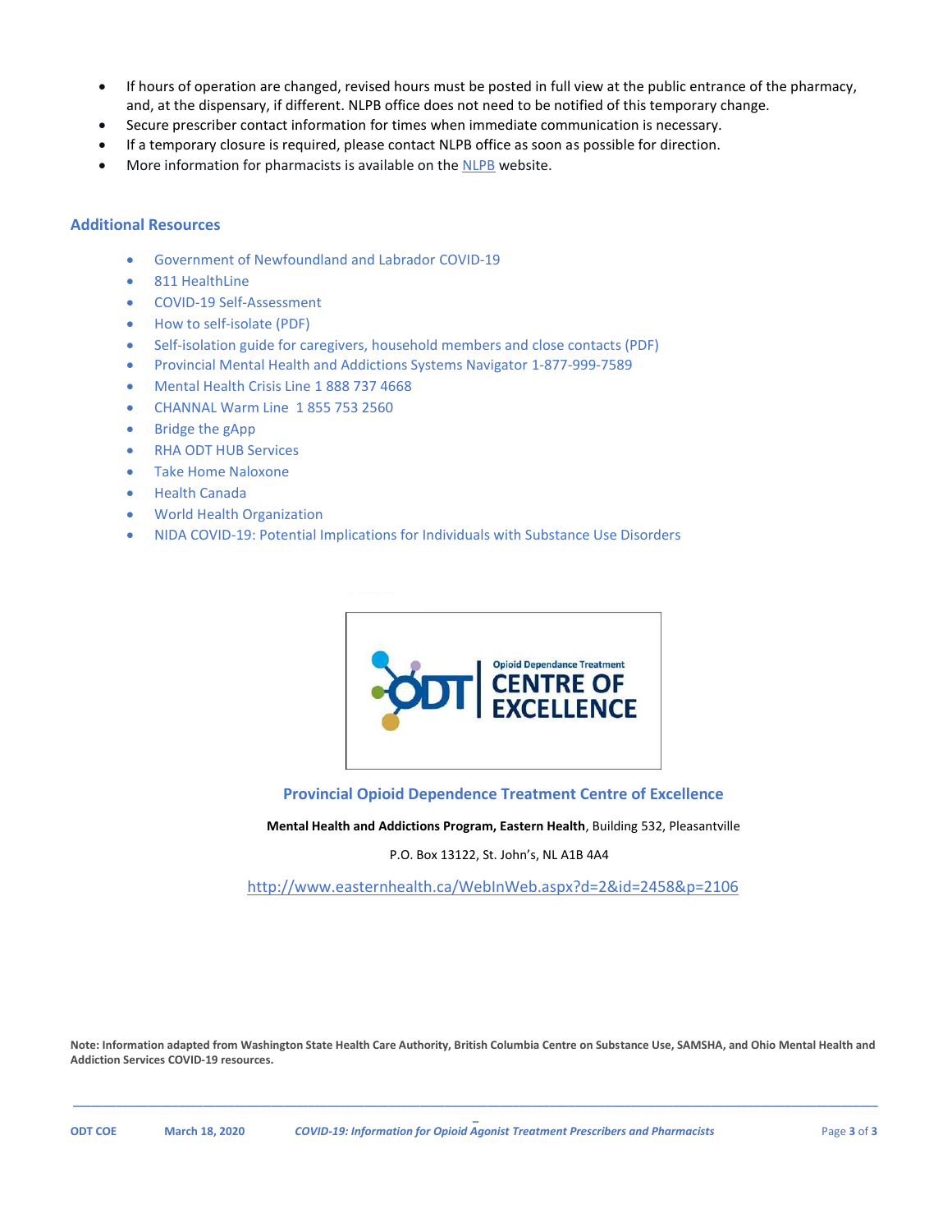- If hours of operation are changed, revised hours must be posted in full view at the public entrance of the pharmacy, and, at the dispensary, if different. NLPB office does not need to be notified of this temporary change.
- Secure prescriber contact information for times when immediate communication is necessary.
- If a temporary closure is required, please contact NLPB office as soon as possible for direction.
- More information for pharmacists is available on the NLPB website.

## Additional Resources

- Government of Newfoundland and Labrador COVID-19
- 811 HealthLine
- COVID-19 Self-Assessment
- How to self-isolate (PDF)
- Self-isolation guide for caregivers, household members and close contacts (PDF)
- Provincial Mental Health and Addictions Systems Navigator 1-877-999-7589
- Mental Health Crisis Line 1 888 737 4668
- CHANNAL Warm Line 1 855 753 2560
- Bridge the gApp
- RHA ODT HUB Services
- Take Home Naloxone
- Health Canada
- World Health Organization
- NIDA COVID-19: Potential Implications for Individuals with Substance Use Disorders

ODT Opioid Dependance Treatment CENTRE OF EXCELLENCE

**Provincial Opioid Dependence Treatment Centre of Excellence**

**Mental Health and Addictions Program, Eastern Health**, Building 532, Pleasantville

P.O. Box 13122, St. John's, NL A1B 4A4

http://www.easternhealth.ca/WebInWeb.aspx?d=2&id=2458&p=2106

**Note: Information adapted from Washington State Health Care Authority, British Columbia Centre on Substance Use, SAMSHA, and Ohio Mental Health and Addiction Services COVID-19 resources.**